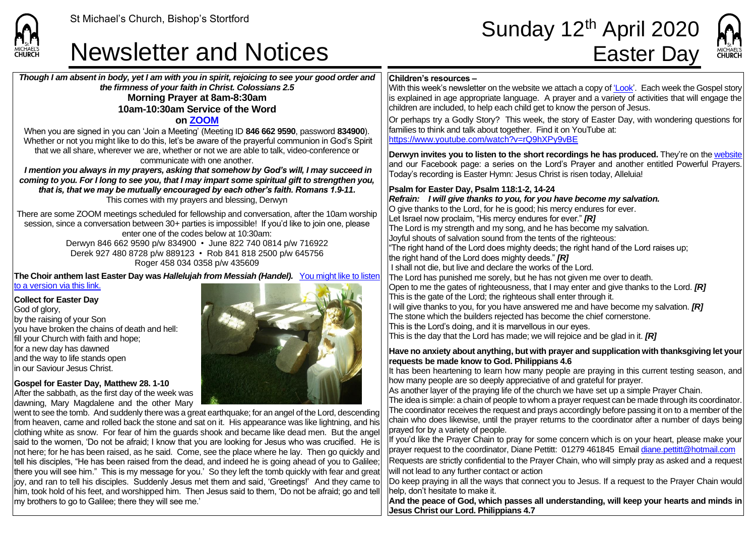St Michael's Church, Bishop's Stortford

# Newsletter and Notices

# Sunday 12th April 2020 Easter Day

***Though I am absent in body, yet I am with you in spirit, rejoicing to see your good order and the firmness of your faith in Christ. Colossians 2.5***

**Morning Prayer at 8am-8:30am**

**10am-10:30am Service of the Word**

**on ZOOM**

When you are signed in you can 'Join a Meeting' (Meeting ID **846 662 9590**, password **834900**). Whether or not you might like to do this, let's be aware of the prayerful communion in God's Spirit that we all share, wherever we are, whether or not we are able to talk, video-conference or communicate with one another.

***I mention you always in my prayers, asking that somehow by God's will, I may succeed in coming to you. For I long to see you, that I may impart some spiritual gift to strengthen you, that is, that we may be mutually encouraged by each other's faith. Romans 1.9-11.***

This comes with my prayers and blessing, Derwyn

There are some ZOOM meetings scheduled for fellowship and conversation, after the 10am worship session, since a conversation between 30+ parties is impossible! If you'd like to join one, please enter one of the codes below at 10:30am:

Derwyn 846 662 9590 p/w 834900 • June 822 740 0814 p/w 716922

Derek 927 480 8728 p/w 889123 • Rob 841 818 2500 p/w 645756

Roger 458 034 0358 p/w 435609

**The Choir anthem last Easter Day was *Hallelujah from Messiah (Handel).*** You might like to listen to a version via this link.

**Collect for Easter Day**

God of glory,
by the raising of your Son
you have broken the chains of death and hell:
fill your Church with faith and hope;
for a new day has dawned
and the way to life stands open
in our Saviour Jesus Christ.

**Gospel for Easter Day, Matthew 28. 1-10**

After the sabbath, as the first day of the week was dawning, Mary Magdalene and the other Mary went to see the tomb. And suddenly there was a great earthquake; for an angel of the Lord, descending from heaven, came and rolled back the stone and sat on it. His appearance was like lightning, and his clothing white as snow. For fear of him the guards shook and became like dead men. But the angel said to the women, 'Do not be afraid; I know that you are looking for Jesus who was crucified. He is not here; for he has been raised, as he said. Come, see the place where he lay. Then go quickly and tell his disciples, "He has been raised from the dead, and indeed he is going ahead of you to Galilee; there you will see him." This is my message for you.' So they left the tomb quickly with fear and great joy, and ran to tell his disciples. Suddenly Jesus met them and said, 'Greetings!' And they came to him, took hold of his feet, and worshipped him. Then Jesus said to them, 'Do not be afraid; go and tell my brothers to go to Galilee; there they will see me.'

**Children's resources –**

With this week's newsletter on the website we attach a copy of 'Look'. Each week the Gospel story is explained in age appropriate language. A prayer and a variety of activities that will engage the children are included, to help each child get to know the person of Jesus.

Or perhaps try a Godly Story? This week, the story of Easter Day, with wondering questions for families to think and talk about together. Find it on YouTube at: https://www.youtube.com/watch?v=rQ9hXPy9vBE

**Derwyn invites you to listen to the short recordings he has produced.** They're on the website and our Facebook page: a series on the Lord's Prayer and another entitled Powerful Prayers. Today's recording is Easter Hymn: Jesus Christ is risen today, Alleluia!

**Psalm for Easter Day, Psalm 118:1-2, 14-24**

***Refrain: I will give thanks to you, for you have become my salvation.***

O give thanks to the Lord, for he is good; his mercy endures for ever.
Let Israel now proclaim, "His mercy endures for ever." ***[R]***
The Lord is my strength and my song, and he has become my salvation.
Joyful shouts of salvation sound from the tents of the righteous:
"The right hand of the Lord does mighty deeds; the right hand of the Lord raises up;
the right hand of the Lord does mighty deeds." ***[R]***
I shall not die, but live and declare the works of the Lord.
The Lord has punished me sorely, but he has not given me over to death.
Open to me the gates of righteousness, that I may enter and give thanks to the Lord. ***[R]***
This is the gate of the Lord; the righteous shall enter through it.
I will give thanks to you, for you have answered me and have become my salvation. ***[R]***
The stone which the builders rejected has become the chief cornerstone.
This is the Lord's doing, and it is marvellous in our eyes.
This is the day that the Lord has made; we will rejoice and be glad in it. ***[R]***

**Have no anxiety about anything, but with prayer and supplication with thanksgiving let your requests be made know to God. Philippians 4.6**

It has been heartening to learn how many people are praying in this current testing season, and how many people are so deeply appreciative of and grateful for prayer.

As another layer of the praying life of the church we have set up a simple Prayer Chain.

The idea is simple: a chain of people to whom a prayer request can be made through its coordinator. The coordinator receives the request and prays accordingly before passing it on to a member of the chain who does likewise, until the prayer returns to the coordinator after a number of days being prayed for by a variety of people.

If you'd like the Prayer Chain to pray for some concern which is on your heart, please make your prayer request to the coordinator, Diane Pettitt: 01279 461845 Email diane.pettitt@hotmail.com

Requests are strictly confidential to the Prayer Chain, who will simply pray as asked and a request will not lead to any further contact or action

Do keep praying in all the ways that connect you to Jesus. If a request to the Prayer Chain would help, don't hesitate to make it.

**And the peace of God, which passes all understanding, will keep your hearts and minds in Jesus Christ our Lord. Philippians 4.7**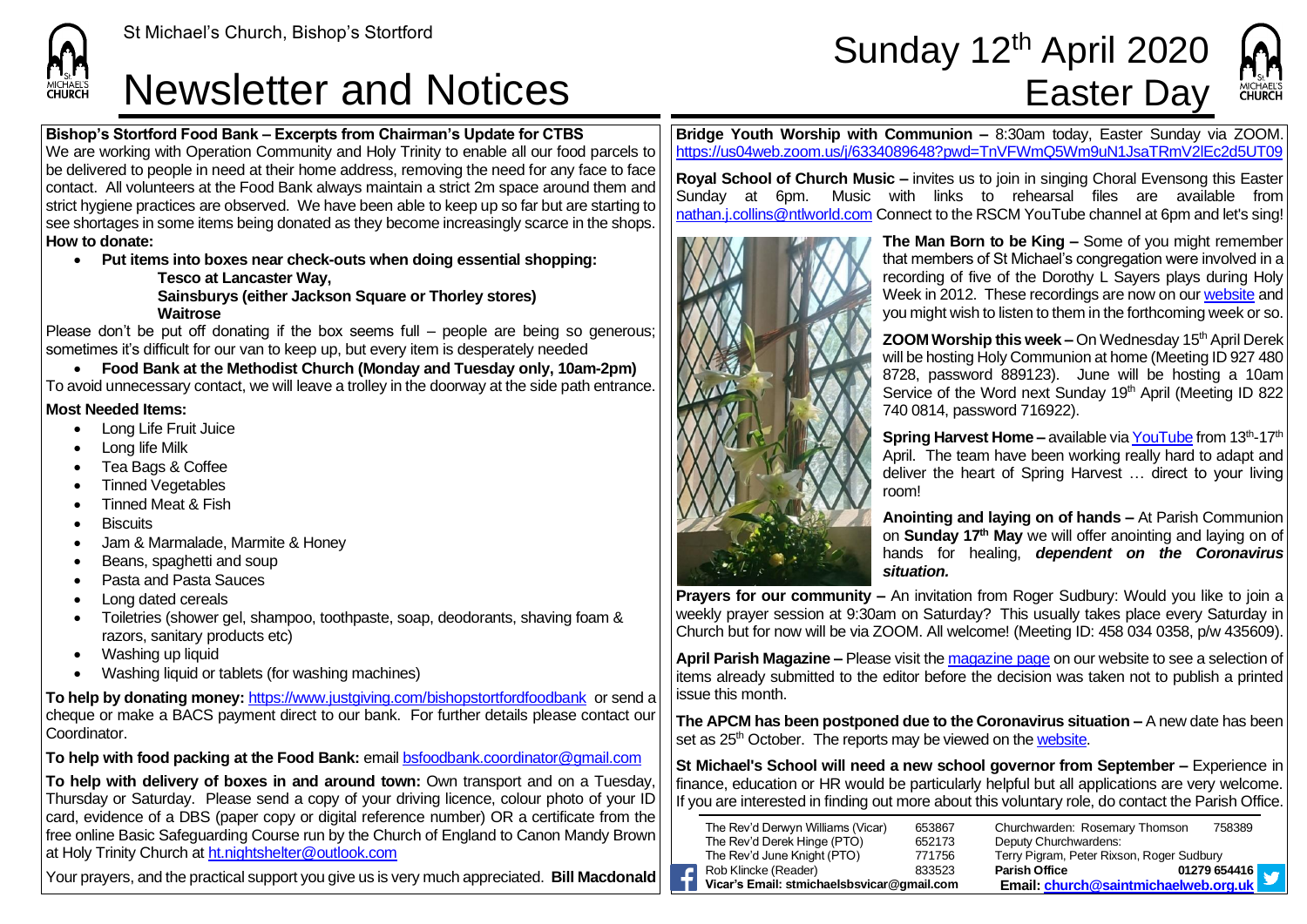St Michael's Church, Bishop's Stortford

# Newsletter and Notices

# Sunday 12th April 2020 Easter Day

**Bishop's Stortford Food Bank – Excerpts from Chairman's Update for CTBS**

We are working with Operation Community and Holy Trinity to enable all our food parcels to be delivered to people in need at their home address, removing the need for any face to face contact. All volunteers at the Food Bank always maintain a strict 2m space around them and strict hygiene practices are observed. We have been able to keep up so far but are starting to see shortages in some items being donated as they become increasingly scarce in the shops.

**How to donate:**

- **Put items into boxes near check-outs when doing essential shopping:**
  **Tesco at Lancaster Way,**
  **Sainsburys (either Jackson Square or Thorley stores)**
  **Waitrose**

Please don't be put off donating if the box seems full – people are being so generous; sometimes it's difficult for our van to keep up, but every item is desperately needed

- **Food Bank at the Methodist Church (Monday and Tuesday only, 10am-2pm)**

To avoid unnecessary contact, we will leave a trolley in the doorway at the side path entrance.

**Most Needed Items:**

- Long Life Fruit Juice
- Long life Milk
- Tea Bags & Coffee
- Tinned Vegetables
- Tinned Meat & Fish
- Biscuits
- Jam & Marmalade, Marmite & Honey
- Beans, spaghetti and soup
- Pasta and Pasta Sauces
- Long dated cereals
- Toiletries (shower gel, shampoo, toothpaste, soap, deodorants, shaving foam & razors, sanitary products etc)
- Washing up liquid
- Washing liquid or tablets (for washing machines)

**To help by donating money:** https://www.justgiving.com/bishopstortfordfoodbank or send a cheque or make a BACS payment direct to our bank. For further details please contact our Coordinator.

**To help with food packing at the Food Bank:** email bsfoodbank.coordinator@gmail.com

**To help with delivery of boxes in and around town:** Own transport and on a Tuesday, Thursday or Saturday. Please send a copy of your driving licence, colour photo of your ID card, evidence of a DBS (paper copy or digital reference number) OR a certificate from the free online Basic Safeguarding Course run by the Church of England to Canon Mandy Brown at Holy Trinity Church at ht.nightshelter@outlook.com

Your prayers, and the practical support you give us is very much appreciated. **Bill Macdonald**

**Bridge Youth Worship with Communion –** 8:30am today, Easter Sunday via ZOOM. https://us04web.zoom.us/j/6334089648?pwd=TnVFWmQ5Wm9uN1JsaTRmV2lEc2d5UT09

**Royal School of Church Music –** invites us to join in singing Choral Evensong this Easter Sunday at 6pm. Music with links to rehearsal files are available from nathan.j.collins@ntlworld.com Connect to the RSCM YouTube channel at 6pm and let's sing!

**The Man Born to be King –** Some of you might remember that members of St Michael's congregation were involved in a recording of five of the Dorothy L Sayers plays during Holy Week in 2012. These recordings are now on our website and you might wish to listen to them in the forthcoming week or so.

**ZOOM Worship this week –** On Wednesday 15th April Derek will be hosting Holy Communion at home (Meeting ID 927 480 8728, password 889123). June will be hosting a 10am Service of the Word next Sunday 19th April (Meeting ID 822 740 0814, password 716922).

**Spring Harvest Home –** available via YouTube from 13th-17th April. The team have been working really hard to adapt and deliver the heart of Spring Harvest … direct to your living room!

**Anointing and laying on of hands –** At Parish Communion on **Sunday 17th May** we will offer anointing and laying on of hands for healing, ***dependent on the Coronavirus situation.***

**Prayers for our community –** An invitation from Roger Sudbury: Would you like to join a weekly prayer session at 9:30am on Saturday? This usually takes place every Saturday in Church but for now will be via ZOOM. All welcome! (Meeting ID: 458 034 0358, p/w 435609).

**April Parish Magazine –** Please visit the magazine page on our website to see a selection of items already submitted to the editor before the decision was taken not to publish a printed issue this month.

**The APCM has been postponed due to the Coronavirus situation –** A new date has been set as 25th October. The reports may be viewed on the website.

**St Michael's School will need a new school governor from September –** Experience in finance, education or HR would be particularly helpful but all applications are very welcome. If you are interested in finding out more about this voluntary role, do contact the Parish Office.

| | | | |
|---|---|---|---|
| The Rev'd Derwyn Williams (Vicar) | 653867 | Churchwarden: Rosemary Thomson | 758389 |
| The Rev'd Derek Hinge (PTO) | 652173 | Deputy Churchwardens: | |
| The Rev'd June Knight (PTO) | 771756 | Terry Pigram, Peter Rixson, Roger Sudbury | |
| Rob Klincke (Reader) | 833523 | **Parish Office** | **01279 654416** |
| **Vicar's Email: stmichaelsbsvicar@gmail.com** | | **Email: church@saintmichaelweb.org.uk** | |